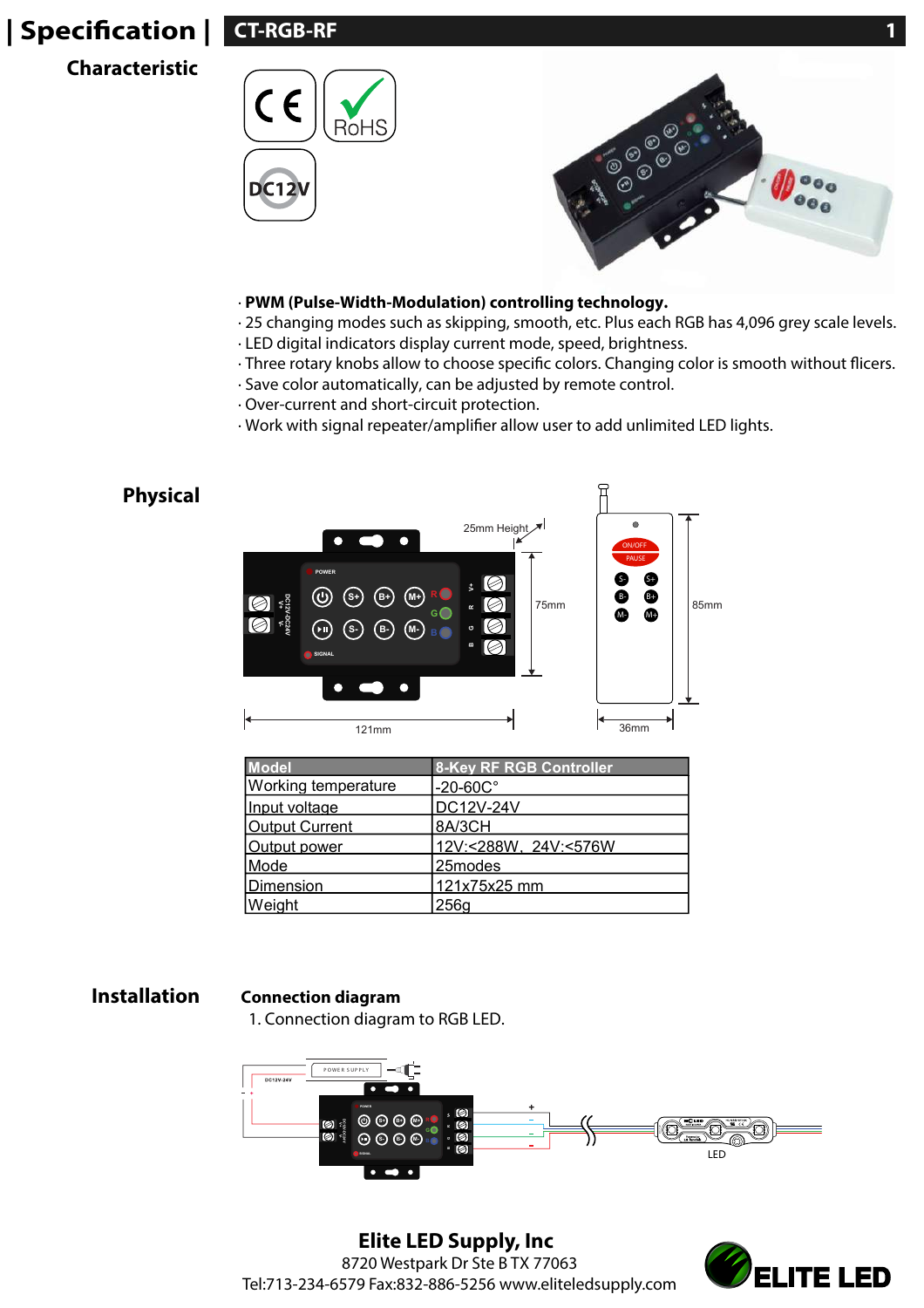# Specification | CT-RGB-RF

## Characteristic

- **PWM (Pulse-Width-Modulation) controlling technology.**
- 25 changing modes such as skipping, smooth, etc. Plus each RGB has 4,096 grey scale levels.
- LED digital indicators display current mode, speed, brightness.
- Three rotary knobs allow to choose specific colors. Changing color is smooth without flicers.
- Save color automatically, can be adjusted by remote control.
- Over-current and short-circuit protection.
- Work with signal repeater/amplifier allow user to add unlimited LED lights.

## Physical

| Model | 8-Key RF RGB Controller |
|---|---|
| Working temperature | -20-60C° |
| Input voltage | DC12V-24V |
| Output Current | 8A/3CH |
| Output power | 12V:<288W，24V:<576W |
| Mode | 25modes |
| Dimension | 121x75x25 mm |
| Weight | 256g |

## Installation

### Connection diagram

1. Connection diagram to RGB LED.

**Elite LED Supply, Inc**

8720 Westpark Dr Ste B TX 77063

Tel:713-234-6579 Fax:832-886-5256 www.eliteledsupply.com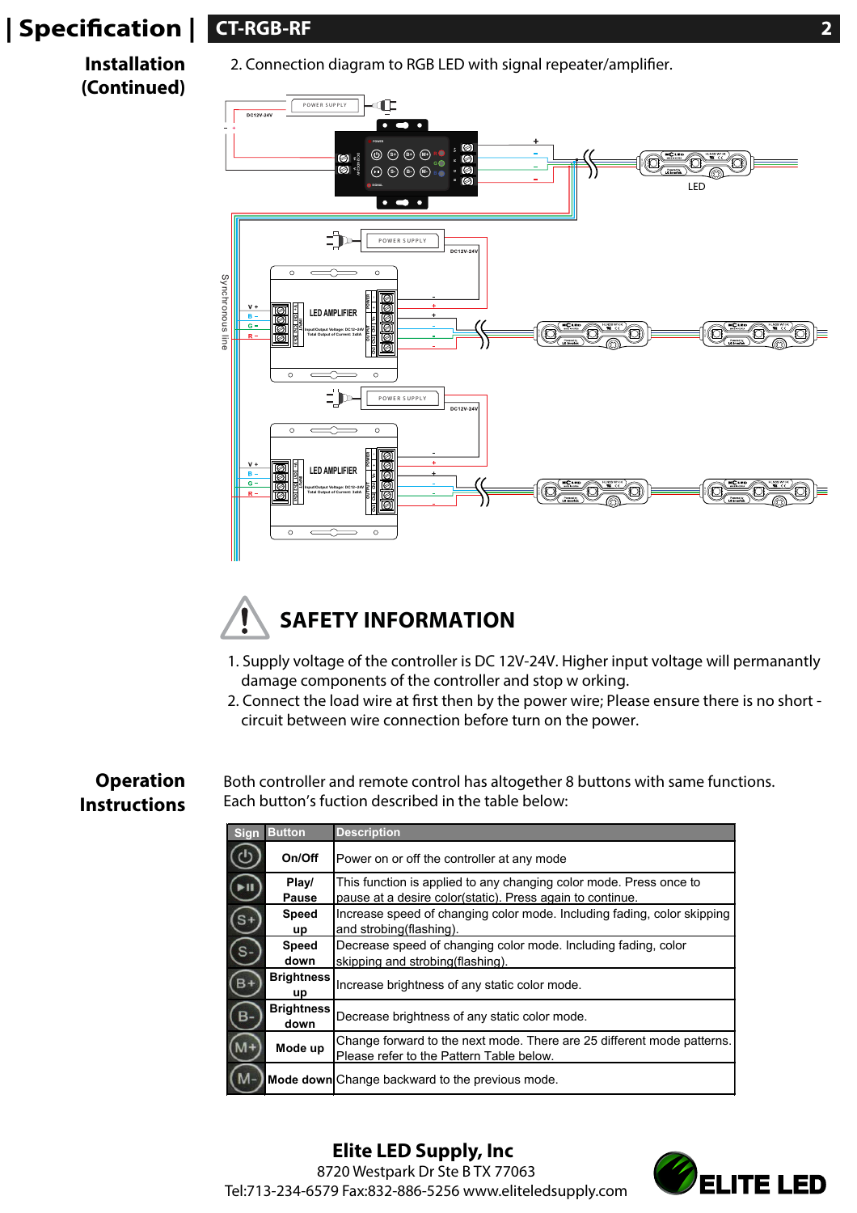## Installation (Continued)

2. Connection diagram to RGB LED with signal repeater/amplifier.

## SAFETY INFORMATION

1. Supply voltage of the controller is DC 12V-24V. Higher input voltage will permanantly damage components of the controller and stop w orking.
2. Connect the load wire at first then by the power wire; Please ensure there is no short - circuit between wire connection before turn on the power.

## Operation Instructions

Both controller and remote control has altogether 8 buttons with same functions. Each button's fuction described in the table below:

| Sign | Button | Description |
|---|---|---|
| ⏻ | On/Off | Power on or off the controller at any mode |
| ▶II | Play/ Pause | This function is applied to any changing color mode. Press once to pause at a desire color(static). Press again to continue. |
| S+ | Speed up | Increase speed of changing color mode. Including fading, color skipping and strobing(flashing). |
| S- | Speed down | Decrease speed of changing color mode. Including fading, color skipping and strobing(flashing). |
| B+ | Brightness up | Increase brightness of any static color mode. |
| B- | Brightness down | Decrease brightness of any static color mode. |
| M+ | Mode up | Change forward to the next mode. There are 25 different mode patterns. Please refer to the Pattern Table below. |
| M- | Mode down | Change backward to the previous mode. |

**Elite LED Supply, Inc**
8720 Westpark Dr Ste B TX 77063
Tel:713-234-6579 Fax:832-886-5256 www.eliteledsupply.com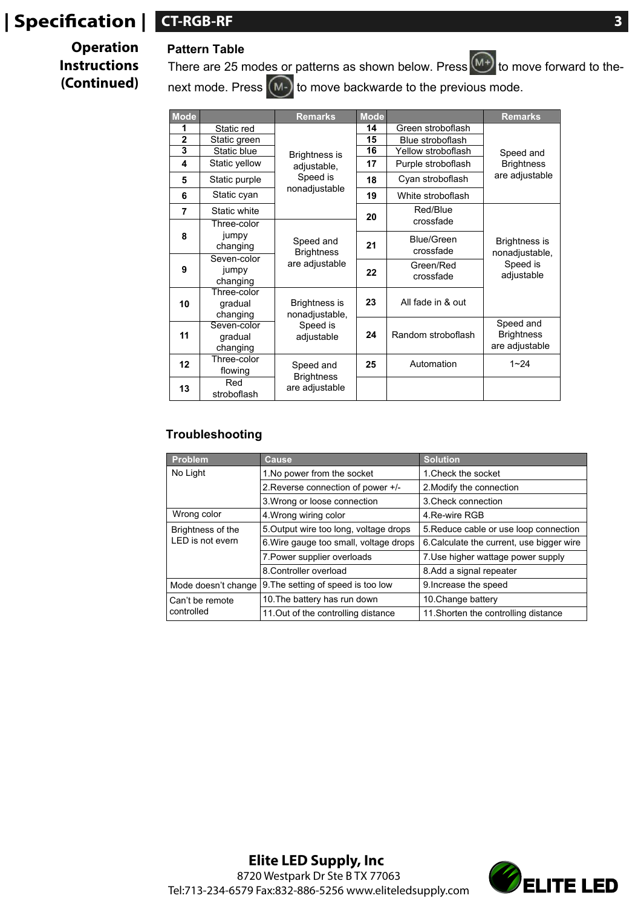## Operation Instructions (Continued)

### Pattern Table

There are 25 modes or patterns as shown below. Press (M+) to move forward to the-next mode. Press (M-) to move backwarde to the previous mode.

| Mode | | Remarks | Mode | | Remarks |
|---|---|---|---|---|---|
| 1 | Static red | Brightness is adjustable, Speed is nonadjustable | 14 | Green stroboflash | Speed and Brightness are adjustable |
| 2 | Static green | | 15 | Blue stroboflash | |
| 3 | Static blue | | 16 | Yellow stroboflash | |
| 4 | Static yellow | | 17 | Purple stroboflash | |
| 5 | Static purple | | 18 | Cyan stroboflash | |
| 6 | Static cyan | | 19 | White stroboflash | |
| 7 | Static white | | 20 | Red/Blue crossfade | Brightness is nonadjustable, Speed is adjustable |
| 8 | Three-color jumpy changing | Speed and Brightness are adjustable | 21 | Blue/Green crossfade | |
| 9 | Seven-color jumpy changing | | 22 | Green/Red crossfade | |
| 10 | Three-color gradual changing | Brightness is nonadjustable, Speed is adjustable | 23 | All fade in & out | |
| 11 | Seven-color gradual changing | | 24 | Random stroboflash | Speed and Brightness are adjustable |
| 12 | Three-color flowing | Speed and Brightness are adjustable | 25 | Automation | 1~24 |
| 13 | Red stroboflash | | | | |

### Troubleshooting

| Problem | Cause | Solution |
|---|---|---|
| No Light | 1.No power from the socket | 1.Check the socket |
| | 2.Reverse connection of power +/- | 2.Modify the connection |
| | 3.Wrong or loose connection | 3.Check connection |
| Wrong color | 4.Wrong wiring color | 4.Re-wire RGB |
| Brightness of the LED is not evern | 5.Output wire too long, voltage drops | 5.Reduce cable or use loop connection |
| | 6.Wire gauge too small, voltage drops | 6.Calculate the current, use bigger wire |
| | 7.Power supplier overloads | 7.Use higher wattage power supply |
| | 8.Controller overload | 8.Add a signal repeater |
| Mode doesn't change | 9.The setting of speed is too low | 9.Increase the speed |
| Can't be remote controlled | 10.The battery has run down | 10.Change battery |
| | 11.Out of the controlling distance | 11.Shorten the controlling distance |

**Elite LED Supply, Inc**
8720 Westpark Dr Ste B TX 77063
Tel:713-234-6579 Fax:832-886-5256 www.eliteledsupply.com